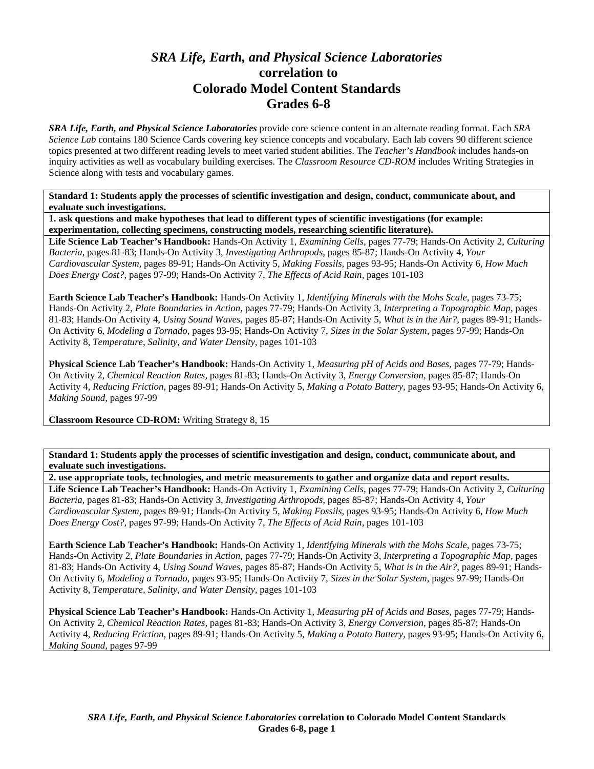# *SRA Life, Earth, and Physical Science Laboratories*
## correlation to
## Colorado Model Content Standards
## Grades 6-8

***SRA Life, Earth, and Physical Science Laboratories*** provide core science content in an alternate reading format. Each *SRA Science Lab* contains 180 Science Cards covering key science concepts and vocabulary. Each lab covers 90 different science topics presented at two different reading levels to meet varied student abilities. The *Teacher's Handbook* includes hands-on inquiry activities as well as vocabulary building exercises. The *Classroom Resource CD-ROM* includes Writing Strategies in Science along with tests and vocabulary games.

---

**Standard 1: Students apply the processes of scientific investigation and design, conduct, communicate about, and evaluate such investigations.**

**1. ask questions and make hypotheses that lead to different types of scientific investigations (for example: experimentation, collecting specimens, constructing models, researching scientific literature).**

**Life Science Lab Teacher's Handbook:** Hands-On Activity 1, *Examining Cells,* pages 77-79; Hands-On Activity 2, *Culturing Bacteria,* pages 81-83; Hands-On Activity 3, *Investigating Arthropods,* pages 85-87; Hands-On Activity 4, *Your Cardiovascular System,* pages 89-91; Hands-On Activity 5, *Making Fossils,* pages 93-95; Hands-On Activity 6, *How Much Does Energy Cost?,* pages 97-99; Hands-On Activity 7, *The Effects of Acid Rain,* pages 101-103

**Earth Science Lab Teacher's Handbook:** Hands-On Activity 1, *Identifying Minerals with the Mohs Scale,* pages 73-75; Hands-On Activity 2, *Plate Boundaries in Action,* pages 77-79; Hands-On Activity 3, *Interpreting a Topographic Map,* pages 81-83; Hands-On Activity 4, *Using Sound Waves,* pages 85-87; Hands-On Activity 5, *What is in the Air?,* pages 89-91; Hands-On Activity 6, *Modeling a Tornado,* pages 93-95; Hands-On Activity 7, *Sizes in the Solar System,* pages 97-99; Hands-On Activity 8, *Temperature, Salinity, and Water Density,* pages 101-103

**Physical Science Lab Teacher's Handbook:** Hands-On Activity 1, *Measuring pH of Acids and Bases,* pages 77-79; Hands-On Activity 2, *Chemical Reaction Rates,* pages 81-83; Hands-On Activity 3, *Energy Conversion,* pages 85-87; Hands-On Activity 4, *Reducing Friction,* pages 89-91; Hands-On Activity 5, *Making a Potato Battery,* pages 93-95; Hands-On Activity 6, *Making Sound,* pages 97-99

**Classroom Resource CD-ROM:** Writing Strategy 8, 15

---

**Standard 1: Students apply the processes of scientific investigation and design, conduct, communicate about, and evaluate such investigations.**

**2. use appropriate tools, technologies, and metric measurements to gather and organize data and report results.**

**Life Science Lab Teacher's Handbook:** Hands-On Activity 1, *Examining Cells,* pages 77-79; Hands-On Activity 2, *Culturing Bacteria,* pages 81-83; Hands-On Activity 3, *Investigating Arthropods,* pages 85-87; Hands-On Activity 4, *Your Cardiovascular System,* pages 89-91; Hands-On Activity 5, *Making Fossils,* pages 93-95; Hands-On Activity 6, *How Much Does Energy Cost?,* pages 97-99; Hands-On Activity 7, *The Effects of Acid Rain,* pages 101-103

**Earth Science Lab Teacher's Handbook:** Hands-On Activity 1, *Identifying Minerals with the Mohs Scale,* pages 73-75; Hands-On Activity 2, *Plate Boundaries in Action,* pages 77-79; Hands-On Activity 3, *Interpreting a Topographic Map,* pages 81-83; Hands-On Activity 4, *Using Sound Waves,* pages 85-87; Hands-On Activity 5, *What is in the Air?,* pages 89-91; Hands-On Activity 6, *Modeling a Tornado,* pages 93-95; Hands-On Activity 7, *Sizes in the Solar System,* pages 97-99; Hands-On Activity 8, *Temperature, Salinity, and Water Density,* pages 101-103

**Physical Science Lab Teacher's Handbook:** Hands-On Activity 1, *Measuring pH of Acids and Bases,* pages 77-79; Hands-On Activity 2, *Chemical Reaction Rates,* pages 81-83; Hands-On Activity 3, *Energy Conversion,* pages 85-87; Hands-On Activity 4, *Reducing Friction,* pages 89-91; Hands-On Activity 5, *Making a Potato Battery,* pages 93-95; Hands-On Activity 6, *Making Sound,* pages 97-99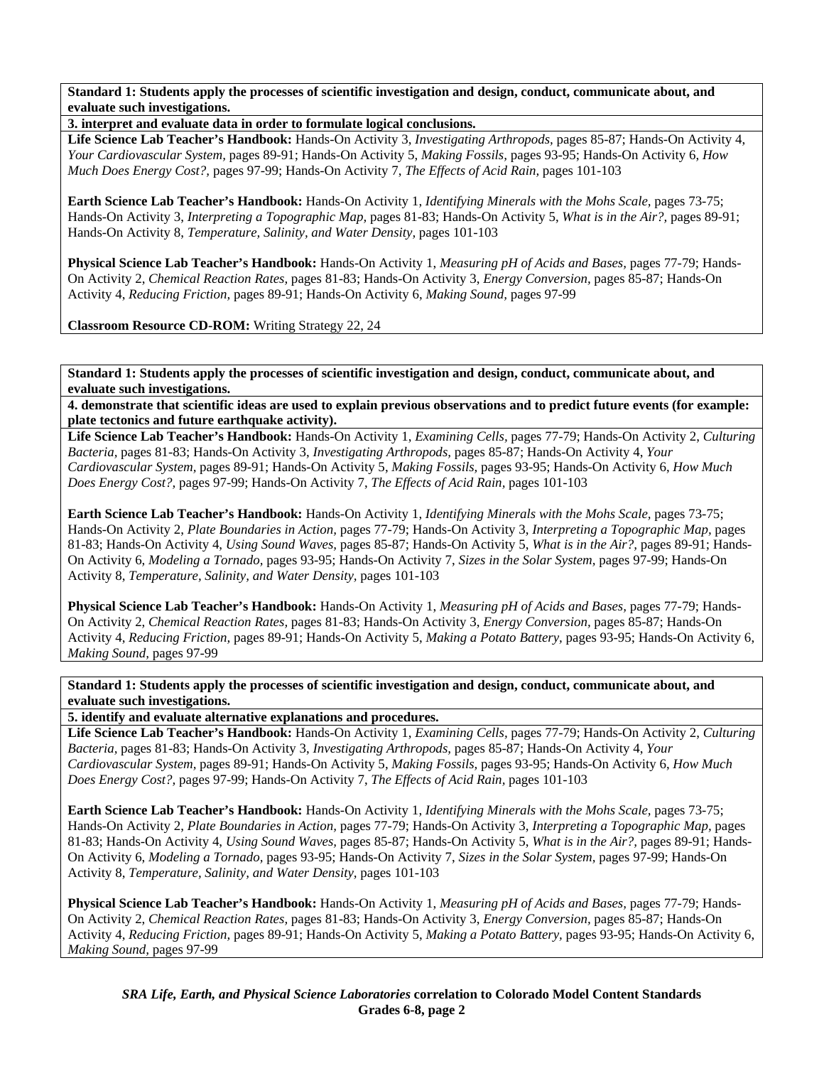**Standard 1: Students apply the processes of scientific investigation and design, conduct, communicate about, and evaluate such investigations.**

**3. interpret and evaluate data in order to formulate logical conclusions.**

**Life Science Lab Teacher's Handbook:** Hands-On Activity 3, *Investigating Arthropods,* pages 85-87; Hands-On Activity 4, *Your Cardiovascular System,* pages 89-91; Hands-On Activity 5, *Making Fossils,* pages 93-95; Hands-On Activity 6, *How Much Does Energy Cost?,* pages 97-99; Hands-On Activity 7, *The Effects of Acid Rain,* pages 101-103

**Earth Science Lab Teacher's Handbook:** Hands-On Activity 1, *Identifying Minerals with the Mohs Scale,* pages 73-75; Hands-On Activity 3, *Interpreting a Topographic Map,* pages 81-83; Hands-On Activity 5, *What is in the Air?,* pages 89-91; Hands-On Activity 8, *Temperature, Salinity, and Water Density,* pages 101-103

**Physical Science Lab Teacher's Handbook:** Hands-On Activity 1, *Measuring pH of Acids and Bases,* pages 77-79; Hands-On Activity 2, *Chemical Reaction Rates,* pages 81-83; Hands-On Activity 3, *Energy Conversion,* pages 85-87; Hands-On Activity 4, *Reducing Friction,* pages 89-91; Hands-On Activity 6, *Making Sound,* pages 97-99

**Classroom Resource CD-ROM:** Writing Strategy 22, 24

**Standard 1: Students apply the processes of scientific investigation and design, conduct, communicate about, and evaluate such investigations.**

**4. demonstrate that scientific ideas are used to explain previous observations and to predict future events (for example: plate tectonics and future earthquake activity).**

**Life Science Lab Teacher's Handbook:** Hands-On Activity 1, *Examining Cells,* pages 77-79; Hands-On Activity 2, *Culturing Bacteria,* pages 81-83; Hands-On Activity 3, *Investigating Arthropods,* pages 85-87; Hands-On Activity 4, *Your Cardiovascular System,* pages 89-91; Hands-On Activity 5, *Making Fossils,* pages 93-95; Hands-On Activity 6, *How Much Does Energy Cost?,* pages 97-99; Hands-On Activity 7, *The Effects of Acid Rain,* pages 101-103

**Earth Science Lab Teacher's Handbook:** Hands-On Activity 1, *Identifying Minerals with the Mohs Scale,* pages 73-75; Hands-On Activity 2, *Plate Boundaries in Action,* pages 77-79; Hands-On Activity 3, *Interpreting a Topographic Map,* pages 81-83; Hands-On Activity 4, *Using Sound Waves,* pages 85-87; Hands-On Activity 5, *What is in the Air?,* pages 89-91; Hands-On Activity 6, *Modeling a Tornado,* pages 93-95; Hands-On Activity 7, *Sizes in the Solar System,* pages 97-99; Hands-On Activity 8, *Temperature, Salinity, and Water Density,* pages 101-103

**Physical Science Lab Teacher's Handbook:** Hands-On Activity 1, *Measuring pH of Acids and Bases,* pages 77-79; Hands-On Activity 2, *Chemical Reaction Rates,* pages 81-83; Hands-On Activity 3, *Energy Conversion,* pages 85-87; Hands-On Activity 4, *Reducing Friction,* pages 89-91; Hands-On Activity 5, *Making a Potato Battery,* pages 93-95; Hands-On Activity 6, *Making Sound,* pages 97-99

**Standard 1: Students apply the processes of scientific investigation and design, conduct, communicate about, and evaluate such investigations.**

**5. identify and evaluate alternative explanations and procedures.**

**Life Science Lab Teacher's Handbook:** Hands-On Activity 1, *Examining Cells,* pages 77-79; Hands-On Activity 2, *Culturing Bacteria,* pages 81-83; Hands-On Activity 3, *Investigating Arthropods,* pages 85-87; Hands-On Activity 4, *Your Cardiovascular System,* pages 89-91; Hands-On Activity 5, *Making Fossils,* pages 93-95; Hands-On Activity 6, *How Much Does Energy Cost?,* pages 97-99; Hands-On Activity 7, *The Effects of Acid Rain,* pages 101-103

**Earth Science Lab Teacher's Handbook:** Hands-On Activity 1, *Identifying Minerals with the Mohs Scale,* pages 73-75; Hands-On Activity 2, *Plate Boundaries in Action,* pages 77-79; Hands-On Activity 3, *Interpreting a Topographic Map,* pages 81-83; Hands-On Activity 4, *Using Sound Waves,* pages 85-87; Hands-On Activity 5, *What is in the Air?,* pages 89-91; Hands-On Activity 6, *Modeling a Tornado,* pages 93-95; Hands-On Activity 7, *Sizes in the Solar System,* pages 97-99; Hands-On Activity 8, *Temperature, Salinity, and Water Density,* pages 101-103

**Physical Science Lab Teacher's Handbook:** Hands-On Activity 1, *Measuring pH of Acids and Bases,* pages 77-79; Hands-On Activity 2, *Chemical Reaction Rates,* pages 81-83; Hands-On Activity 3, *Energy Conversion,* pages 85-87; Hands-On Activity 4, *Reducing Friction,* pages 89-91; Hands-On Activity 5, *Making a Potato Battery,* pages 93-95; Hands-On Activity 6, *Making Sound,* pages 97-99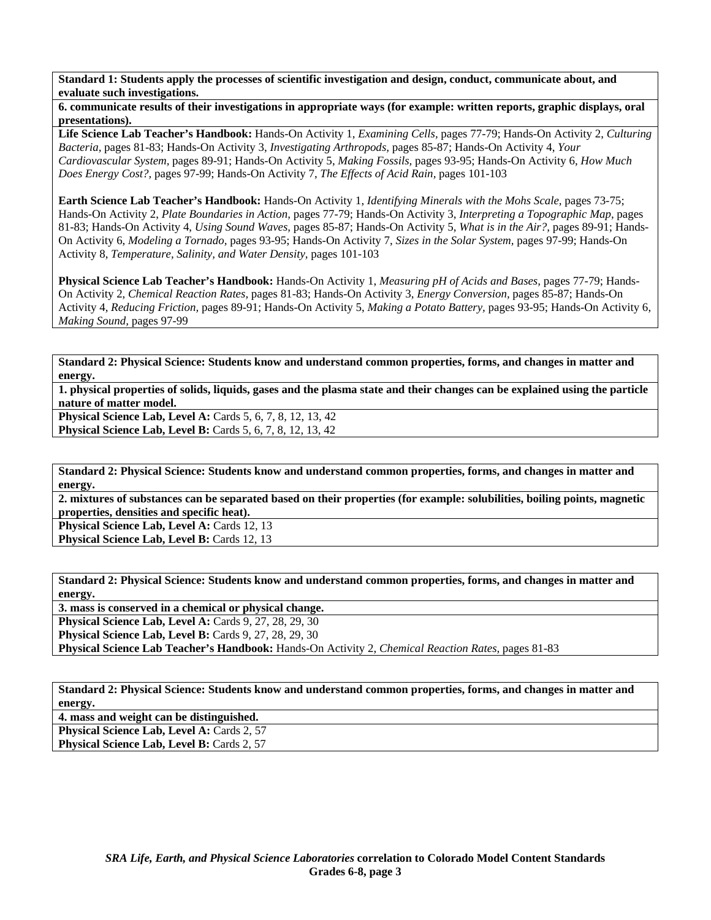**Standard 1: Students apply the processes of scientific investigation and design, conduct, communicate about, and evaluate such investigations.**

**6. communicate results of their investigations in appropriate ways (for example: written reports, graphic displays, oral presentations).**

**Life Science Lab Teacher's Handbook:** Hands-On Activity 1, *Examining Cells,* pages 77-79; Hands-On Activity 2, *Culturing Bacteria,* pages 81-83; Hands-On Activity 3, *Investigating Arthropods,* pages 85-87; Hands-On Activity 4, *Your Cardiovascular System,* pages 89-91; Hands-On Activity 5, *Making Fossils,* pages 93-95; Hands-On Activity 6, *How Much Does Energy Cost?,* pages 97-99; Hands-On Activity 7, *The Effects of Acid Rain,* pages 101-103

**Earth Science Lab Teacher's Handbook:** Hands-On Activity 1, *Identifying Minerals with the Mohs Scale,* pages 73-75; Hands-On Activity 2, *Plate Boundaries in Action,* pages 77-79; Hands-On Activity 3, *Interpreting a Topographic Map,* pages 81-83; Hands-On Activity 4, *Using Sound Waves,* pages 85-87; Hands-On Activity 5, *What is in the Air?,* pages 89-91; Hands-On Activity 6, *Modeling a Tornado,* pages 93-95; Hands-On Activity 7, *Sizes in the Solar System,* pages 97-99; Hands-On Activity 8, *Temperature, Salinity, and Water Density,* pages 101-103

**Physical Science Lab Teacher's Handbook:** Hands-On Activity 1, *Measuring pH of Acids and Bases,* pages 77-79; Hands-On Activity 2, *Chemical Reaction Rates,* pages 81-83; Hands-On Activity 3, *Energy Conversion,* pages 85-87; Hands-On Activity 4, *Reducing Friction,* pages 89-91; Hands-On Activity 5, *Making a Potato Battery,* pages 93-95; Hands-On Activity 6, *Making Sound,* pages 97-99

**Standard 2: Physical Science: Students know and understand common properties, forms, and changes in matter and energy.**

**1. physical properties of solids, liquids, gases and the plasma state and their changes can be explained using the particle nature of matter model.**

**Physical Science Lab, Level A:** Cards 5, 6, 7, 8, 12, 13, 42
**Physical Science Lab, Level B:** Cards 5, 6, 7, 8, 12, 13, 42

**Standard 2: Physical Science: Students know and understand common properties, forms, and changes in matter and energy.**

**2. mixtures of substances can be separated based on their properties (for example: solubilities, boiling points, magnetic properties, densities and specific heat).**

**Physical Science Lab, Level A:** Cards 12, 13
**Physical Science Lab, Level B:** Cards 12, 13

**Standard 2: Physical Science: Students know and understand common properties, forms, and changes in matter and energy.**

**3. mass is conserved in a chemical or physical change.**

**Physical Science Lab, Level A:** Cards 9, 27, 28, 29, 30
**Physical Science Lab, Level B:** Cards 9, 27, 28, 29, 30
**Physical Science Lab Teacher's Handbook:** Hands-On Activity 2, *Chemical Reaction Rates,* pages 81-83

**Standard 2: Physical Science: Students know and understand common properties, forms, and changes in matter and energy.**

**4. mass and weight can be distinguished.**

**Physical Science Lab, Level A:** Cards 2, 57
**Physical Science Lab, Level B:** Cards 2, 57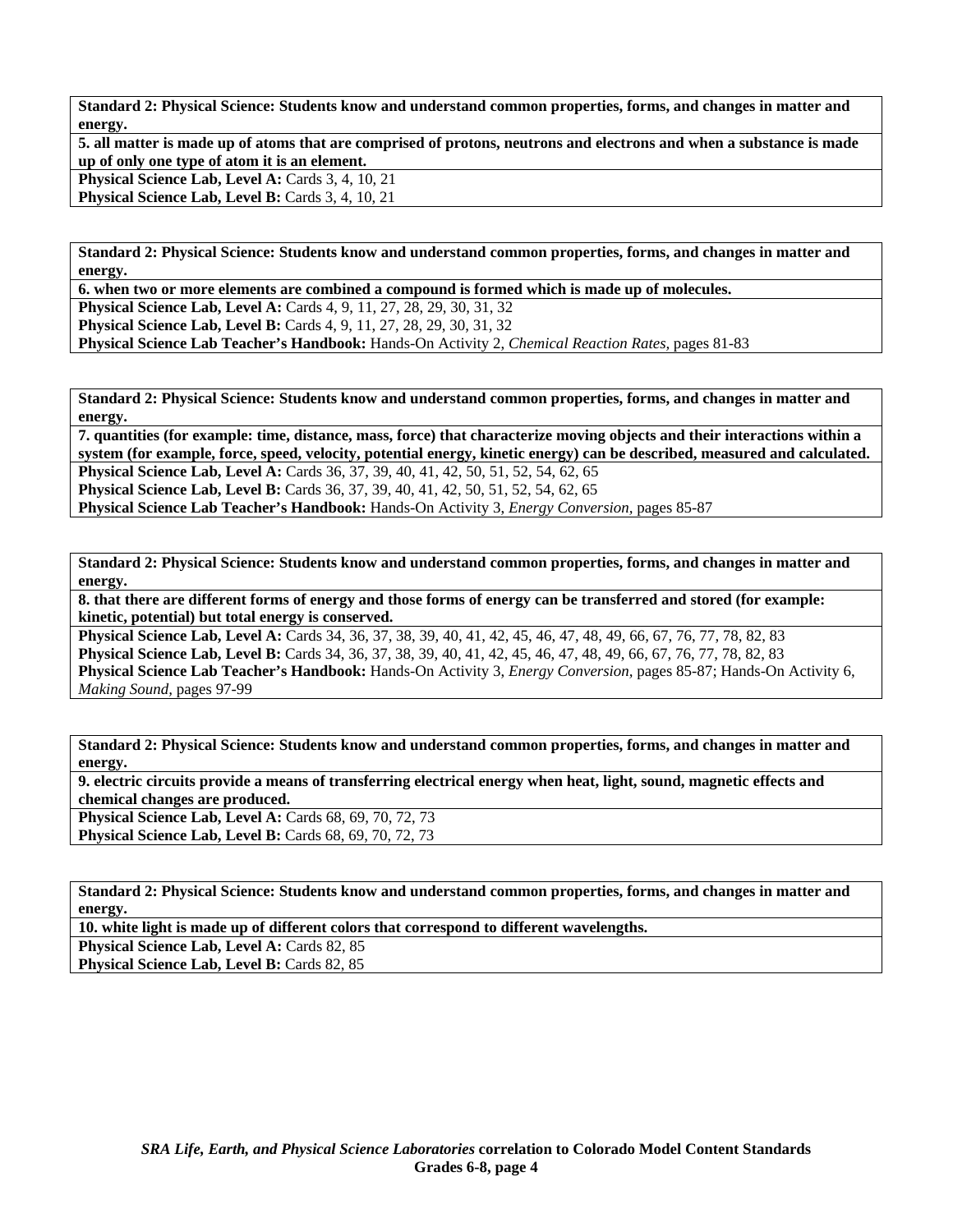**Standard 2: Physical Science: Students know and understand common properties, forms, and changes in matter and energy.**

**5. all matter is made up of atoms that are comprised of protons, neutrons and electrons and when a substance is made up of only one type of atom it is an element.**

**Physical Science Lab, Level A:** Cards 3, 4, 10, 21
**Physical Science Lab, Level B:** Cards 3, 4, 10, 21

**Standard 2: Physical Science: Students know and understand common properties, forms, and changes in matter and energy.**

**6. when two or more elements are combined a compound is formed which is made up of molecules.**

**Physical Science Lab, Level A:** Cards 4, 9, 11, 27, 28, 29, 30, 31, 32
**Physical Science Lab, Level B:** Cards 4, 9, 11, 27, 28, 29, 30, 31, 32
**Physical Science Lab Teacher's Handbook:** Hands-On Activity 2, *Chemical Reaction Rates,* pages 81-83

**Standard 2: Physical Science: Students know and understand common properties, forms, and changes in matter and energy.**

**7. quantities (for example: time, distance, mass, force) that characterize moving objects and their interactions within a system (for example, force, speed, velocity, potential energy, kinetic energy) can be described, measured and calculated.**

**Physical Science Lab, Level A:** Cards 36, 37, 39, 40, 41, 42, 50, 51, 52, 54, 62, 65
**Physical Science Lab, Level B:** Cards 36, 37, 39, 40, 41, 42, 50, 51, 52, 54, 62, 65
**Physical Science Lab Teacher's Handbook:** Hands-On Activity 3, *Energy Conversion,* pages 85-87

**Standard 2: Physical Science: Students know and understand common properties, forms, and changes in matter and energy.**

**8. that there are different forms of energy and those forms of energy can be transferred and stored (for example: kinetic, potential) but total energy is conserved.**

**Physical Science Lab, Level A:** Cards 34, 36, 37, 38, 39, 40, 41, 42, 45, 46, 47, 48, 49, 66, 67, 76, 77, 78, 82, 83
**Physical Science Lab, Level B:** Cards 34, 36, 37, 38, 39, 40, 41, 42, 45, 46, 47, 48, 49, 66, 67, 76, 77, 78, 82, 83
**Physical Science Lab Teacher's Handbook:** Hands-On Activity 3, *Energy Conversion,* pages 85-87; Hands-On Activity 6, *Making Sound,* pages 97-99

**Standard 2: Physical Science: Students know and understand common properties, forms, and changes in matter and energy.**

**9. electric circuits provide a means of transferring electrical energy when heat, light, sound, magnetic effects and chemical changes are produced.**

**Physical Science Lab, Level A:** Cards 68, 69, 70, 72, 73
**Physical Science Lab, Level B:** Cards 68, 69, 70, 72, 73

**Standard 2: Physical Science: Students know and understand common properties, forms, and changes in matter and energy.**

**10. white light is made up of different colors that correspond to different wavelengths.**

**Physical Science Lab, Level A:** Cards 82, 85
**Physical Science Lab, Level B:** Cards 82, 85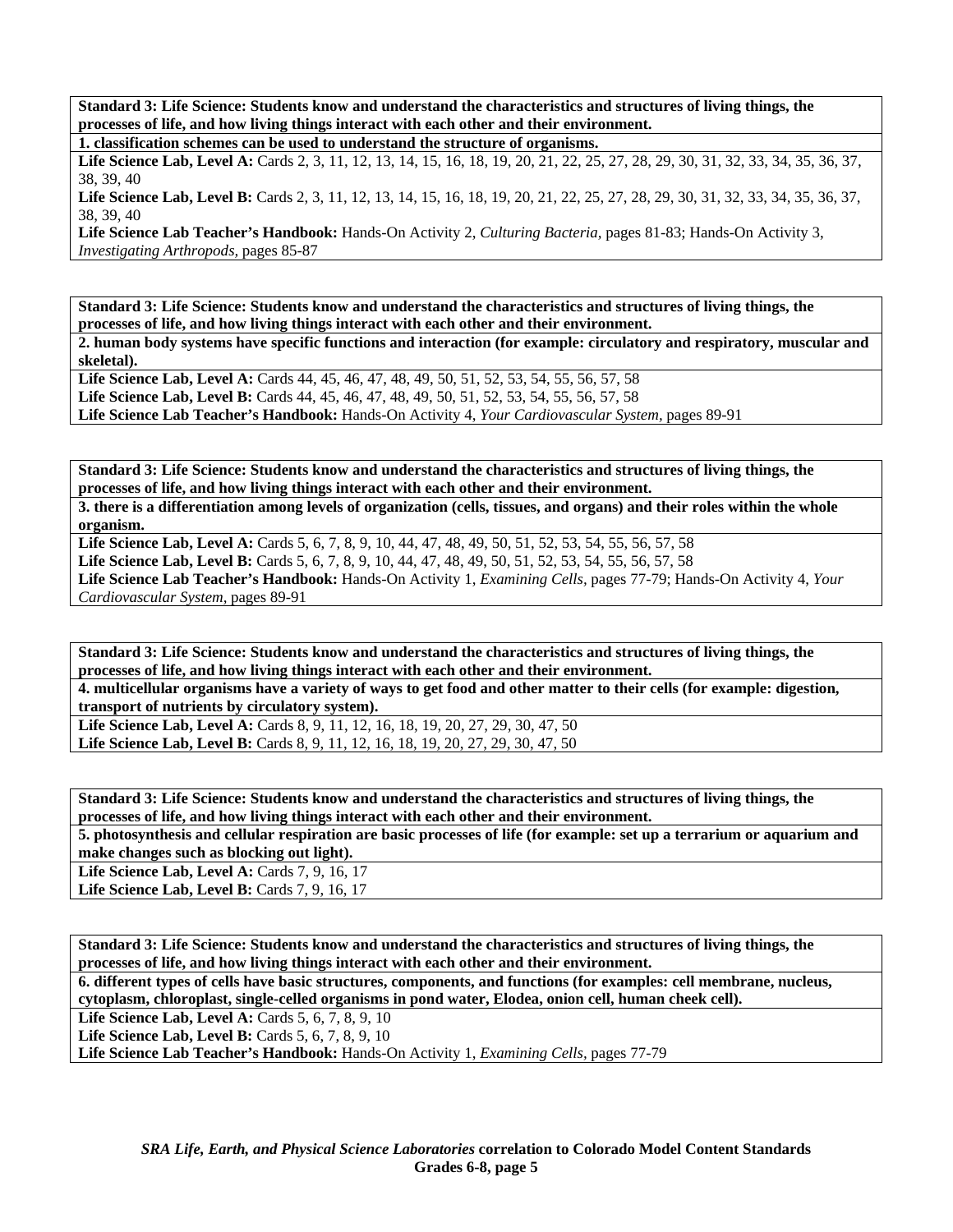**Standard 3: Life Science: Students know and understand the characteristics and structures of living things, the processes of life, and how living things interact with each other and their environment.**

**1. classification schemes can be used to understand the structure of organisms.**

**Life Science Lab, Level A:** Cards 2, 3, 11, 12, 13, 14, 15, 16, 18, 19, 20, 21, 22, 25, 27, 28, 29, 30, 31, 32, 33, 34, 35, 36, 37, 38, 39, 40

**Life Science Lab, Level B:** Cards 2, 3, 11, 12, 13, 14, 15, 16, 18, 19, 20, 21, 22, 25, 27, 28, 29, 30, 31, 32, 33, 34, 35, 36, 37, 38, 39, 40

**Life Science Lab Teacher's Handbook:** Hands-On Activity 2, *Culturing Bacteria,* pages 81-83; Hands-On Activity 3, *Investigating Arthropods,* pages 85-87

**Standard 3: Life Science: Students know and understand the characteristics and structures of living things, the processes of life, and how living things interact with each other and their environment.**

**2. human body systems have specific functions and interaction (for example: circulatory and respiratory, muscular and skeletal).**

**Life Science Lab, Level A:** Cards 44, 45, 46, 47, 48, 49, 50, 51, 52, 53, 54, 55, 56, 57, 58

**Life Science Lab, Level B:** Cards 44, 45, 46, 47, 48, 49, 50, 51, 52, 53, 54, 55, 56, 57, 58

**Life Science Lab Teacher's Handbook:** Hands-On Activity 4, *Your Cardiovascular System,* pages 89-91

**Standard 3: Life Science: Students know and understand the characteristics and structures of living things, the processes of life, and how living things interact with each other and their environment.**

**3. there is a differentiation among levels of organization (cells, tissues, and organs) and their roles within the whole organism.**

**Life Science Lab, Level A:** Cards 5, 6, 7, 8, 9, 10, 44, 47, 48, 49, 50, 51, 52, 53, 54, 55, 56, 57, 58

**Life Science Lab, Level B:** Cards 5, 6, 7, 8, 9, 10, 44, 47, 48, 49, 50, 51, 52, 53, 54, 55, 56, 57, 58

**Life Science Lab Teacher's Handbook:** Hands-On Activity 1, *Examining Cells,* pages 77-79; Hands-On Activity 4, *Your Cardiovascular System,* pages 89-91

**Standard 3: Life Science: Students know and understand the characteristics and structures of living things, the processes of life, and how living things interact with each other and their environment.**

**4. multicellular organisms have a variety of ways to get food and other matter to their cells (for example: digestion, transport of nutrients by circulatory system).**

**Life Science Lab, Level A:** Cards 8, 9, 11, 12, 16, 18, 19, 20, 27, 29, 30, 47, 50

**Life Science Lab, Level B:** Cards 8, 9, 11, 12, 16, 18, 19, 20, 27, 29, 30, 47, 50

**Standard 3: Life Science: Students know and understand the characteristics and structures of living things, the processes of life, and how living things interact with each other and their environment.**

**5. photosynthesis and cellular respiration are basic processes of life (for example: set up a terrarium or aquarium and make changes such as blocking out light).**

**Life Science Lab, Level A:** Cards 7, 9, 16, 17

**Life Science Lab, Level B:** Cards 7, 9, 16, 17

**Standard 3: Life Science: Students know and understand the characteristics and structures of living things, the processes of life, and how living things interact with each other and their environment.**

**6. different types of cells have basic structures, components, and functions (for examples: cell membrane, nucleus, cytoplasm, chloroplast, single-celled organisms in pond water, Elodea, onion cell, human cheek cell).**

**Life Science Lab, Level A:** Cards 5, 6, 7, 8, 9, 10

**Life Science Lab, Level B:** Cards 5, 6, 7, 8, 9, 10

**Life Science Lab Teacher's Handbook:** Hands-On Activity 1, *Examining Cells,* pages 77-79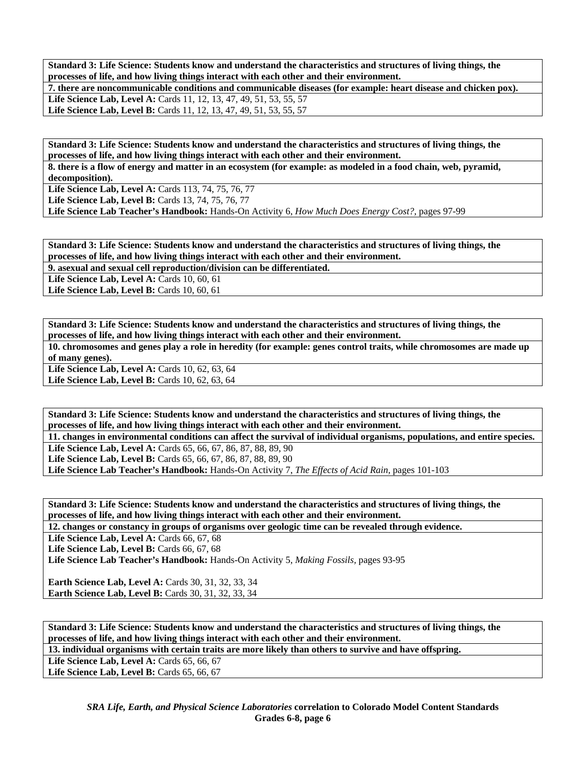**Standard 3: Life Science: Students know and understand the characteristics and structures of living things, the processes of life, and how living things interact with each other and their environment.**

**7. there are noncommunicable conditions and communicable diseases (for example: heart disease and chicken pox).**

**Life Science Lab, Level A:** Cards 11, 12, 13, 47, 49, 51, 53, 55, 57
**Life Science Lab, Level B:** Cards 11, 12, 13, 47, 49, 51, 53, 55, 57

**Standard 3: Life Science: Students know and understand the characteristics and structures of living things, the processes of life, and how living things interact with each other and their environment.**

**8. there is a flow of energy and matter in an ecosystem (for example: as modeled in a food chain, web, pyramid, decomposition).**

**Life Science Lab, Level A:** Cards 113, 74, 75, 76, 77
**Life Science Lab, Level B:** Cards 13, 74, 75, 76, 77
**Life Science Lab Teacher's Handbook:** Hands-On Activity 6, *How Much Does Energy Cost?,* pages 97-99

**Standard 3: Life Science: Students know and understand the characteristics and structures of living things, the processes of life, and how living things interact with each other and their environment.**

**9. asexual and sexual cell reproduction/division can be differentiated.**

**Life Science Lab, Level A:** Cards 10, 60, 61
**Life Science Lab, Level B:** Cards 10, 60, 61

**Standard 3: Life Science: Students know and understand the characteristics and structures of living things, the processes of life, and how living things interact with each other and their environment.**

**10. chromosomes and genes play a role in heredity (for example: genes control traits, while chromosomes are made up of many genes).**

**Life Science Lab, Level A:** Cards 10, 62, 63, 64
**Life Science Lab, Level B:** Cards 10, 62, 63, 64

**Standard 3: Life Science: Students know and understand the characteristics and structures of living things, the processes of life, and how living things interact with each other and their environment.**

**11. changes in environmental conditions can affect the survival of individual organisms, populations, and entire species.**

**Life Science Lab, Level A:** Cards 65, 66, 67, 86, 87, 88, 89, 90
**Life Science Lab, Level B:** Cards 65, 66, 67, 86, 87, 88, 89, 90
**Life Science Lab Teacher's Handbook:** Hands-On Activity 7, *The Effects of Acid Rain,* pages 101-103

**Standard 3: Life Science: Students know and understand the characteristics and structures of living things, the processes of life, and how living things interact with each other and their environment.**

**12. changes or constancy in groups of organisms over geologic time can be revealed through evidence.**

**Life Science Lab, Level A:** Cards 66, 67, 68
**Life Science Lab, Level B:** Cards 66, 67, 68
**Life Science Lab Teacher's Handbook:** Hands-On Activity 5, *Making Fossils,* pages 93-95

**Earth Science Lab, Level A:** Cards 30, 31, 32, 33, 34
**Earth Science Lab, Level B:** Cards 30, 31, 32, 33, 34

**Standard 3: Life Science: Students know and understand the characteristics and structures of living things, the processes of life, and how living things interact with each other and their environment.**

**13. individual organisms with certain traits are more likely than others to survive and have offspring.**

**Life Science Lab, Level A:** Cards 65, 66, 67
**Life Science Lab, Level B:** Cards 65, 66, 67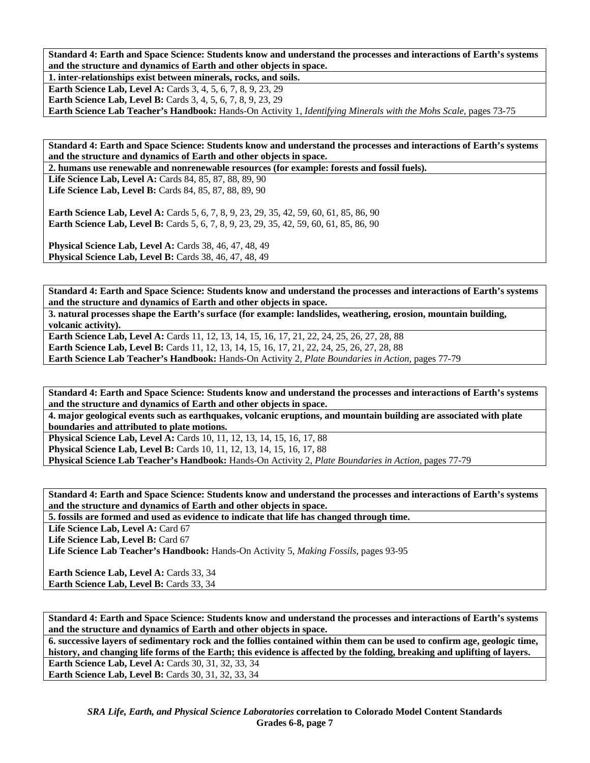**Standard 4: Earth and Space Science: Students know and understand the processes and interactions of Earth's systems and the structure and dynamics of Earth and other objects in space.**

**1. inter-relationships exist between minerals, rocks, and soils.**

**Earth Science Lab, Level A:** Cards 3, 4, 5, 6, 7, 8, 9, 23, 29
**Earth Science Lab, Level B:** Cards 3, 4, 5, 6, 7, 8, 9, 23, 29
**Earth Science Lab Teacher's Handbook:** Hands-On Activity 1, *Identifying Minerals with the Mohs Scale,* pages 73-75

**Standard 4: Earth and Space Science: Students know and understand the processes and interactions of Earth's systems and the structure and dynamics of Earth and other objects in space.**

**2. humans use renewable and nonrenewable resources (for example: forests and fossil fuels).**

**Life Science Lab, Level A:** Cards 84, 85, 87, 88, 89, 90
**Life Science Lab, Level B:** Cards 84, 85, 87, 88, 89, 90

**Earth Science Lab, Level A:** Cards 5, 6, 7, 8, 9, 23, 29, 35, 42, 59, 60, 61, 85, 86, 90
**Earth Science Lab, Level B:** Cards 5, 6, 7, 8, 9, 23, 29, 35, 42, 59, 60, 61, 85, 86, 90

**Physical Science Lab, Level A:** Cards 38, 46, 47, 48, 49
**Physical Science Lab, Level B:** Cards 38, 46, 47, 48, 49

**Standard 4: Earth and Space Science: Students know and understand the processes and interactions of Earth's systems and the structure and dynamics of Earth and other objects in space.**

**3. natural processes shape the Earth's surface (for example: landslides, weathering, erosion, mountain building, volcanic activity).**

**Earth Science Lab, Level A:** Cards 11, 12, 13, 14, 15, 16, 17, 21, 22, 24, 25, 26, 27, 28, 88
**Earth Science Lab, Level B:** Cards 11, 12, 13, 14, 15, 16, 17, 21, 22, 24, 25, 26, 27, 28, 88
**Earth Science Lab Teacher's Handbook:** Hands-On Activity 2, *Plate Boundaries in Action,* pages 77-79

**Standard 4: Earth and Space Science: Students know and understand the processes and interactions of Earth's systems and the structure and dynamics of Earth and other objects in space.**

**4. major geological events such as earthquakes, volcanic eruptions, and mountain building are associated with plate boundaries and attributed to plate motions.**

**Physical Science Lab, Level A:** Cards 10, 11, 12, 13, 14, 15, 16, 17, 88
**Physical Science Lab, Level B:** Cards 10, 11, 12, 13, 14, 15, 16, 17, 88
**Physical Science Lab Teacher's Handbook:** Hands-On Activity 2, *Plate Boundaries in Action,* pages 77-79

**Standard 4: Earth and Space Science: Students know and understand the processes and interactions of Earth's systems and the structure and dynamics of Earth and other objects in space.**

**5. fossils are formed and used as evidence to indicate that life has changed through time.**

**Life Science Lab, Level A:** Card 67
**Life Science Lab, Level B:** Card 67
**Life Science Lab Teacher's Handbook:** Hands-On Activity 5, *Making Fossils,* pages 93-95

**Earth Science Lab, Level A:** Cards 33, 34
**Earth Science Lab, Level B:** Cards 33, 34

**Standard 4: Earth and Space Science: Students know and understand the processes and interactions of Earth's systems and the structure and dynamics of Earth and other objects in space.**

**6. successive layers of sedimentary rock and the follies contained within them can be used to confirm age, geologic time, history, and changing life forms of the Earth; this evidence is affected by the folding, breaking and uplifting of layers.**

**Earth Science Lab, Level A:** Cards 30, 31, 32, 33, 34
**Earth Science Lab, Level B:** Cards 30, 31, 32, 33, 34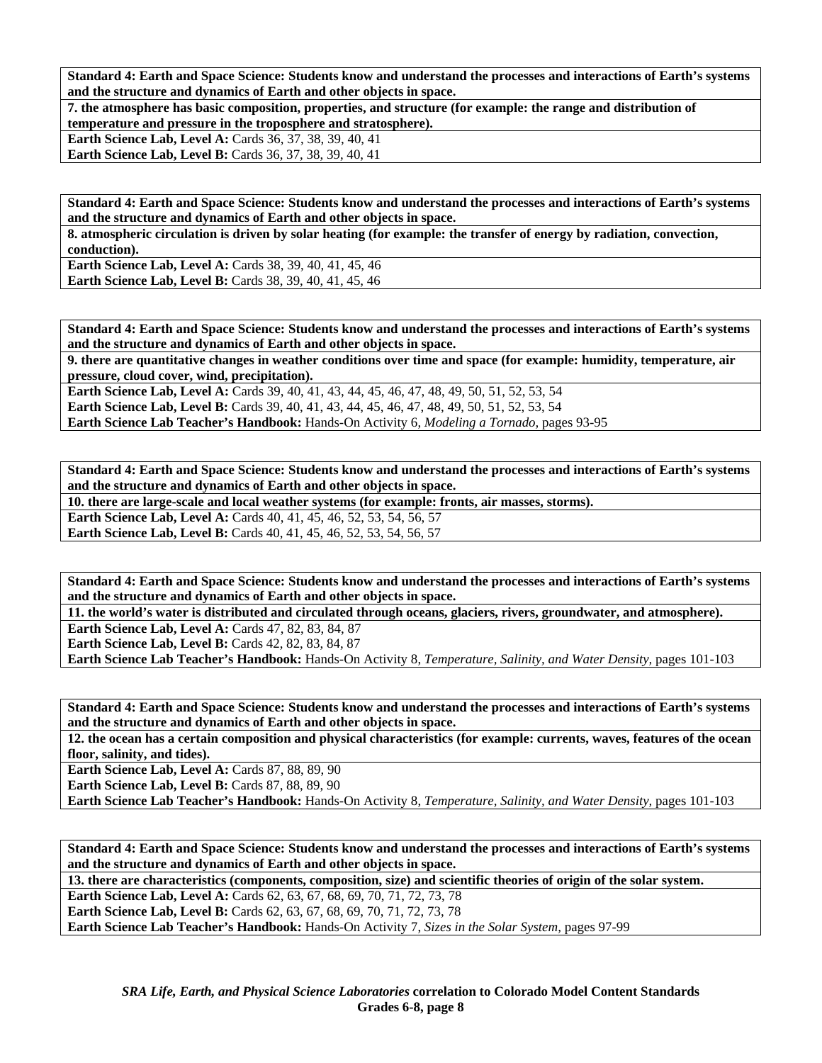**Standard 4: Earth and Space Science: Students know and understand the processes and interactions of Earth's systems and the structure and dynamics of Earth and other objects in space.**

**7. the atmosphere has basic composition, properties, and structure (for example: the range and distribution of temperature and pressure in the troposphere and stratosphere).**

**Earth Science Lab, Level A:** Cards 36, 37, 38, 39, 40, 41
**Earth Science Lab, Level B:** Cards 36, 37, 38, 39, 40, 41

**Standard 4: Earth and Space Science: Students know and understand the processes and interactions of Earth's systems and the structure and dynamics of Earth and other objects in space.**

**8. atmospheric circulation is driven by solar heating (for example: the transfer of energy by radiation, convection, conduction).**

**Earth Science Lab, Level A:** Cards 38, 39, 40, 41, 45, 46
**Earth Science Lab, Level B:** Cards 38, 39, 40, 41, 45, 46

**Standard 4: Earth and Space Science: Students know and understand the processes and interactions of Earth's systems and the structure and dynamics of Earth and other objects in space.**

**9. there are quantitative changes in weather conditions over time and space (for example: humidity, temperature, air pressure, cloud cover, wind, precipitation).**

**Earth Science Lab, Level A:** Cards 39, 40, 41, 43, 44, 45, 46, 47, 48, 49, 50, 51, 52, 53, 54
**Earth Science Lab, Level B:** Cards 39, 40, 41, 43, 44, 45, 46, 47, 48, 49, 50, 51, 52, 53, 54
**Earth Science Lab Teacher's Handbook:** Hands-On Activity 6, *Modeling a Tornado,* pages 93-95

**Standard 4: Earth and Space Science: Students know and understand the processes and interactions of Earth's systems and the structure and dynamics of Earth and other objects in space.**

**10. there are large-scale and local weather systems (for example: fronts, air masses, storms).**

**Earth Science Lab, Level A:** Cards 40, 41, 45, 46, 52, 53, 54, 56, 57
**Earth Science Lab, Level B:** Cards 40, 41, 45, 46, 52, 53, 54, 56, 57

**Standard 4: Earth and Space Science: Students know and understand the processes and interactions of Earth's systems and the structure and dynamics of Earth and other objects in space.**

**11. the world's water is distributed and circulated through oceans, glaciers, rivers, groundwater, and atmosphere).**

**Earth Science Lab, Level A:** Cards 47, 82, 83, 84, 87
**Earth Science Lab, Level B:** Cards 42, 82, 83, 84, 87
**Earth Science Lab Teacher's Handbook:** Hands-On Activity 8, *Temperature, Salinity, and Water Density,* pages 101-103

**Standard 4: Earth and Space Science: Students know and understand the processes and interactions of Earth's systems and the structure and dynamics of Earth and other objects in space.**

**12. the ocean has a certain composition and physical characteristics (for example: currents, waves, features of the ocean floor, salinity, and tides).**

**Earth Science Lab, Level A:** Cards 87, 88, 89, 90
**Earth Science Lab, Level B:** Cards 87, 88, 89, 90
**Earth Science Lab Teacher's Handbook:** Hands-On Activity 8, *Temperature, Salinity, and Water Density,* pages 101-103

**Standard 4: Earth and Space Science: Students know and understand the processes and interactions of Earth's systems and the structure and dynamics of Earth and other objects in space.**

**13. there are characteristics (components, composition, size) and scientific theories of origin of the solar system.**

**Earth Science Lab, Level A:** Cards 62, 63, 67, 68, 69, 70, 71, 72, 73, 78
**Earth Science Lab, Level B:** Cards 62, 63, 67, 68, 69, 70, 71, 72, 73, 78
**Earth Science Lab Teacher's Handbook:** Hands-On Activity 7, *Sizes in the Solar System,* pages 97-99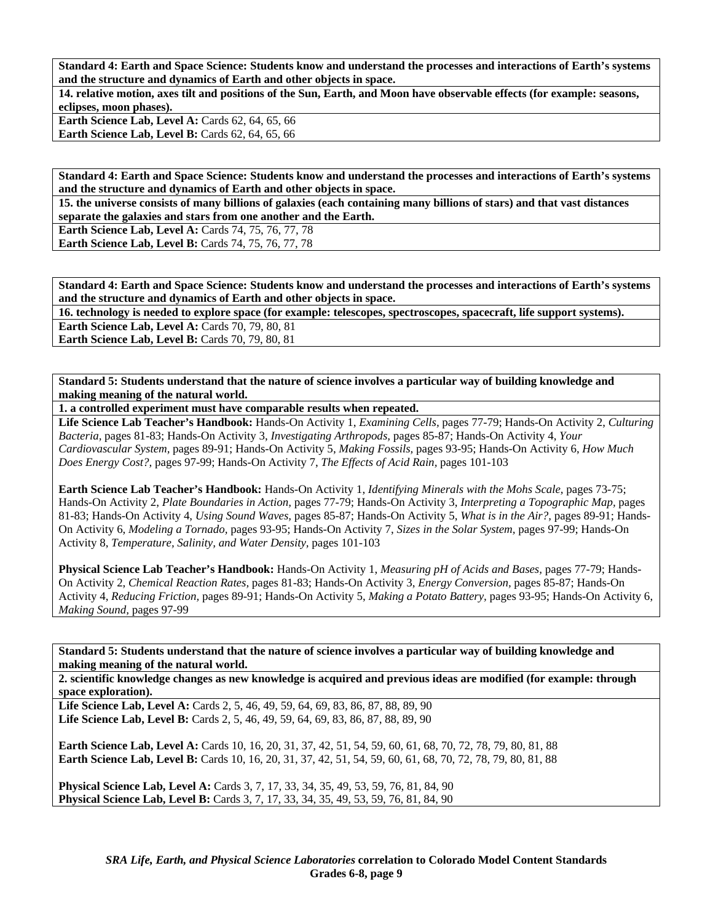**Standard 4: Earth and Space Science: Students know and understand the processes and interactions of Earth's systems and the structure and dynamics of Earth and other objects in space.**

**14. relative motion, axes tilt and positions of the Sun, Earth, and Moon have observable effects (for example: seasons, eclipses, moon phases).**

**Earth Science Lab, Level A:** Cards 62, 64, 65, 66
**Earth Science Lab, Level B:** Cards 62, 64, 65, 66

**Standard 4: Earth and Space Science: Students know and understand the processes and interactions of Earth's systems and the structure and dynamics of Earth and other objects in space.**

**15. the universe consists of many billions of galaxies (each containing many billions of stars) and that vast distances separate the galaxies and stars from one another and the Earth.**

**Earth Science Lab, Level A:** Cards 74, 75, 76, 77, 78
**Earth Science Lab, Level B:** Cards 74, 75, 76, 77, 78

**Standard 4: Earth and Space Science: Students know and understand the processes and interactions of Earth's systems and the structure and dynamics of Earth and other objects in space.**

**16. technology is needed to explore space (for example: telescopes, spectroscopes, spacecraft, life support systems).**

**Earth Science Lab, Level A:** Cards 70, 79, 80, 81
**Earth Science Lab, Level B:** Cards 70, 79, 80, 81

**Standard 5: Students understand that the nature of science involves a particular way of building knowledge and making meaning of the natural world.**

**1. a controlled experiment must have comparable results when repeated.**

**Life Science Lab Teacher's Handbook:** Hands-On Activity 1, *Examining Cells,* pages 77-79; Hands-On Activity 2, *Culturing Bacteria,* pages 81-83; Hands-On Activity 3, *Investigating Arthropods,* pages 85-87; Hands-On Activity 4, *Your Cardiovascular System,* pages 89-91; Hands-On Activity 5, *Making Fossils,* pages 93-95; Hands-On Activity 6, *How Much Does Energy Cost?,* pages 97-99; Hands-On Activity 7, *The Effects of Acid Rain,* pages 101-103

**Earth Science Lab Teacher's Handbook:** Hands-On Activity 1, *Identifying Minerals with the Mohs Scale,* pages 73-75; Hands-On Activity 2, *Plate Boundaries in Action,* pages 77-79; Hands-On Activity 3, *Interpreting a Topographic Map,* pages 81-83; Hands-On Activity 4, *Using Sound Waves,* pages 85-87; Hands-On Activity 5, *What is in the Air?,* pages 89-91; Hands-On Activity 6, *Modeling a Tornado,* pages 93-95; Hands-On Activity 7, *Sizes in the Solar System,* pages 97-99; Hands-On Activity 8, *Temperature, Salinity, and Water Density,* pages 101-103

**Physical Science Lab Teacher's Handbook:** Hands-On Activity 1, *Measuring pH of Acids and Bases,* pages 77-79; Hands-On Activity 2, *Chemical Reaction Rates,* pages 81-83; Hands-On Activity 3, *Energy Conversion,* pages 85-87; Hands-On Activity 4, *Reducing Friction,* pages 89-91; Hands-On Activity 5, *Making a Potato Battery,* pages 93-95; Hands-On Activity 6, *Making Sound,* pages 97-99

**Standard 5: Students understand that the nature of science involves a particular way of building knowledge and making meaning of the natural world.**

**2. scientific knowledge changes as new knowledge is acquired and previous ideas are modified (for example: through space exploration).**

**Life Science Lab, Level A:** Cards 2, 5, 46, 49, 59, 64, 69, 83, 86, 87, 88, 89, 90
**Life Science Lab, Level B:** Cards 2, 5, 46, 49, 59, 64, 69, 83, 86, 87, 88, 89, 90

**Earth Science Lab, Level A:** Cards 10, 16, 20, 31, 37, 42, 51, 54, 59, 60, 61, 68, 70, 72, 78, 79, 80, 81, 88
**Earth Science Lab, Level B:** Cards 10, 16, 20, 31, 37, 42, 51, 54, 59, 60, 61, 68, 70, 72, 78, 79, 80, 81, 88

**Physical Science Lab, Level A:** Cards 3, 7, 17, 33, 34, 35, 49, 53, 59, 76, 81, 84, 90
**Physical Science Lab, Level B:** Cards 3, 7, 17, 33, 34, 35, 49, 53, 59, 76, 81, 84, 90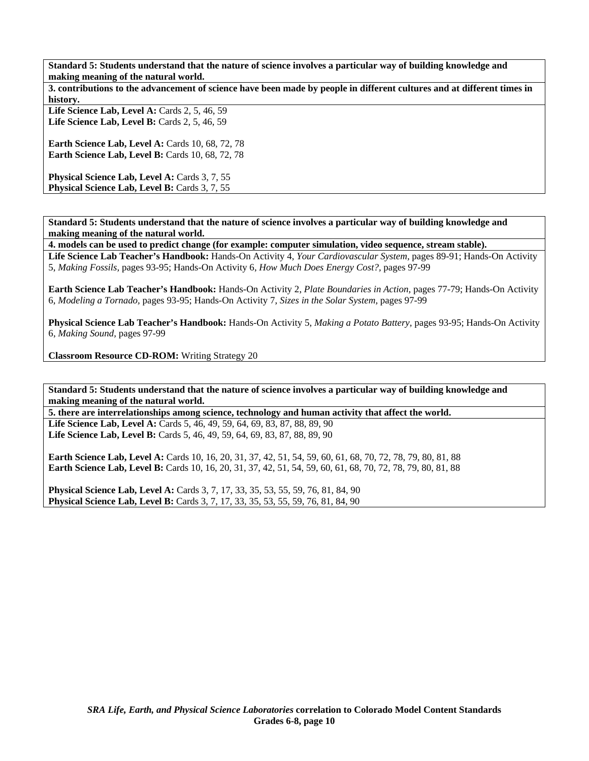**Standard 5: Students understand that the nature of science involves a particular way of building knowledge and making meaning of the natural world.**

**3. contributions to the advancement of science have been made by people in different cultures and at different times in history.**

**Life Science Lab, Level A:** Cards 2, 5, 46, 59
**Life Science Lab, Level B:** Cards 2, 5, 46, 59

**Earth Science Lab, Level A:** Cards 10, 68, 72, 78
**Earth Science Lab, Level B:** Cards 10, 68, 72, 78

**Physical Science Lab, Level A:** Cards 3, 7, 55
**Physical Science Lab, Level B:** Cards 3, 7, 55

**Standard 5: Students understand that the nature of science involves a particular way of building knowledge and making meaning of the natural world.**

**4. models can be used to predict change (for example: computer simulation, video sequence, stream stable).**

**Life Science Lab Teacher's Handbook:** Hands-On Activity 4, *Your Cardiovascular System,* pages 89-91; Hands-On Activity 5, *Making Fossils,* pages 93-95; Hands-On Activity 6, *How Much Does Energy Cost?,* pages 97-99

**Earth Science Lab Teacher's Handbook:** Hands-On Activity 2, *Plate Boundaries in Action,* pages 77-79; Hands-On Activity 6, *Modeling a Tornado,* pages 93-95; Hands-On Activity 7, *Sizes in the Solar System,* pages 97-99

**Physical Science Lab Teacher's Handbook:** Hands-On Activity 5, *Making a Potato Battery,* pages 93-95; Hands-On Activity 6, *Making Sound,* pages 97-99

**Classroom Resource CD-ROM:** Writing Strategy 20

**Standard 5: Students understand that the nature of science involves a particular way of building knowledge and making meaning of the natural world.**

**5. there are interrelationships among science, technology and human activity that affect the world.**

**Life Science Lab, Level A:** Cards 5, 46, 49, 59, 64, 69, 83, 87, 88, 89, 90
**Life Science Lab, Level B:** Cards 5, 46, 49, 59, 64, 69, 83, 87, 88, 89, 90

**Earth Science Lab, Level A:** Cards 10, 16, 20, 31, 37, 42, 51, 54, 59, 60, 61, 68, 70, 72, 78, 79, 80, 81, 88
**Earth Science Lab, Level B:** Cards 10, 16, 20, 31, 37, 42, 51, 54, 59, 60, 61, 68, 70, 72, 78, 79, 80, 81, 88

**Physical Science Lab, Level A:** Cards 3, 7, 17, 33, 35, 53, 55, 59, 76, 81, 84, 90
**Physical Science Lab, Level B:** Cards 3, 7, 17, 33, 35, 53, 55, 59, 76, 81, 84, 90